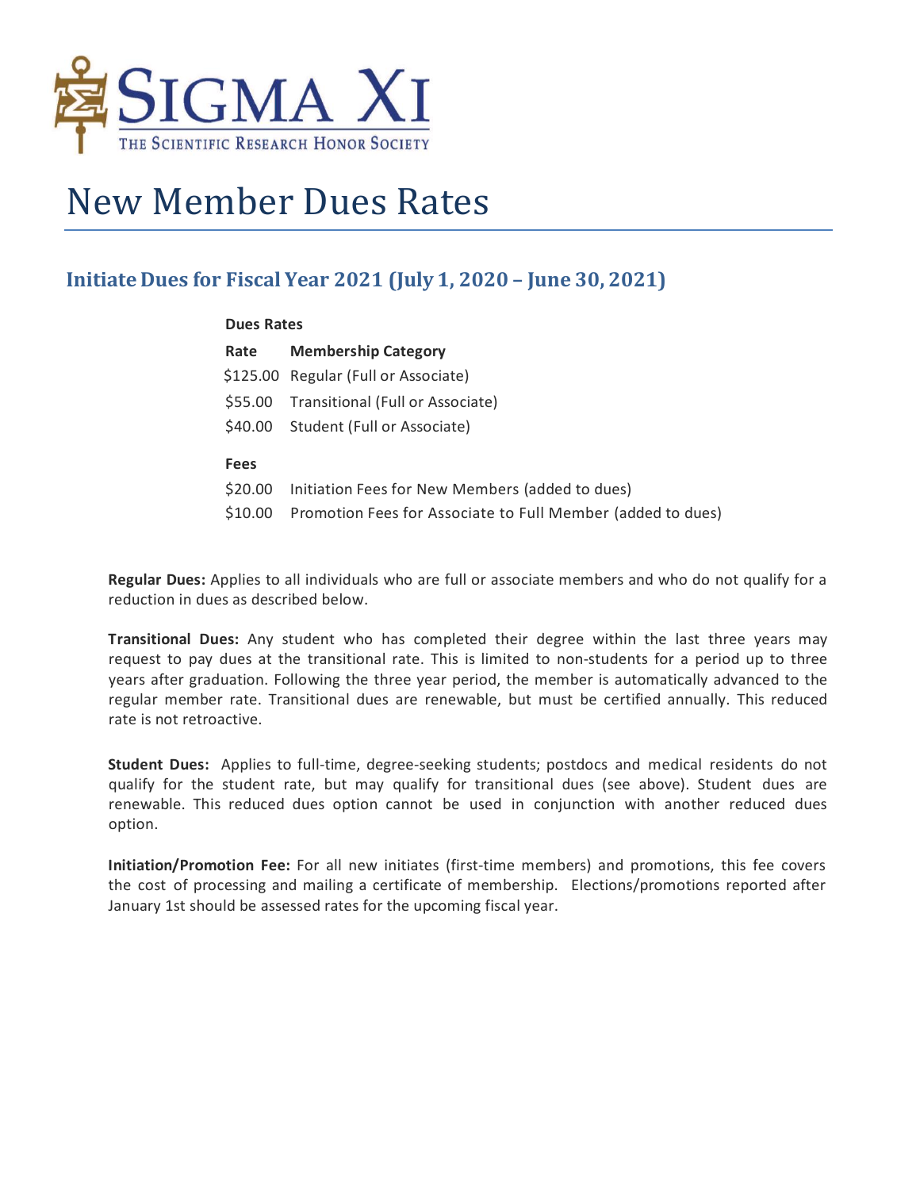SIGMA XI
THE SCIENTIFIC RESEARCH HONOR SOCIETY

# New Member Dues Rates

## Initiate Dues for Fiscal Year 2021 (July 1, 2020 – June 30, 2021)

**Dues Rates**

| Rate | Membership Category |
| --- | --- |
| $125.00 | Regular (Full or Associate) |
| $55.00 | Transitional (Full or Associate) |
| $40.00 | Student (Full or Associate) |

**Fees**

| | |
| --- | --- |
| $20.00 | Initiation Fees for New Members (added to dues) |
| $10.00 | Promotion Fees for Associate to Full Member (added to dues) |

**Regular Dues:** Applies to all individuals who are full or associate members and who do not qualify for a reduction in dues as described below.

**Transitional Dues:** Any student who has completed their degree within the last three years may request to pay dues at the transitional rate. This is limited to non-students for a period up to three years after graduation. Following the three year period, the member is automatically advanced to the regular member rate. Transitional dues are renewable, but must be certified annually. This reduced rate is not retroactive.

**Student Dues:** Applies to full-time, degree-seeking students; postdocs and medical residents do not qualify for the student rate, but may qualify for transitional dues (see above). Student dues are renewable. This reduced dues option cannot be used in conjunction with another reduced dues option.

**Initiation/Promotion Fee:** For all new initiates (first-time members) and promotions, this fee covers the cost of processing and mailing a certificate of membership. Elections/promotions reported after January 1st should be assessed rates for the upcoming fiscal year.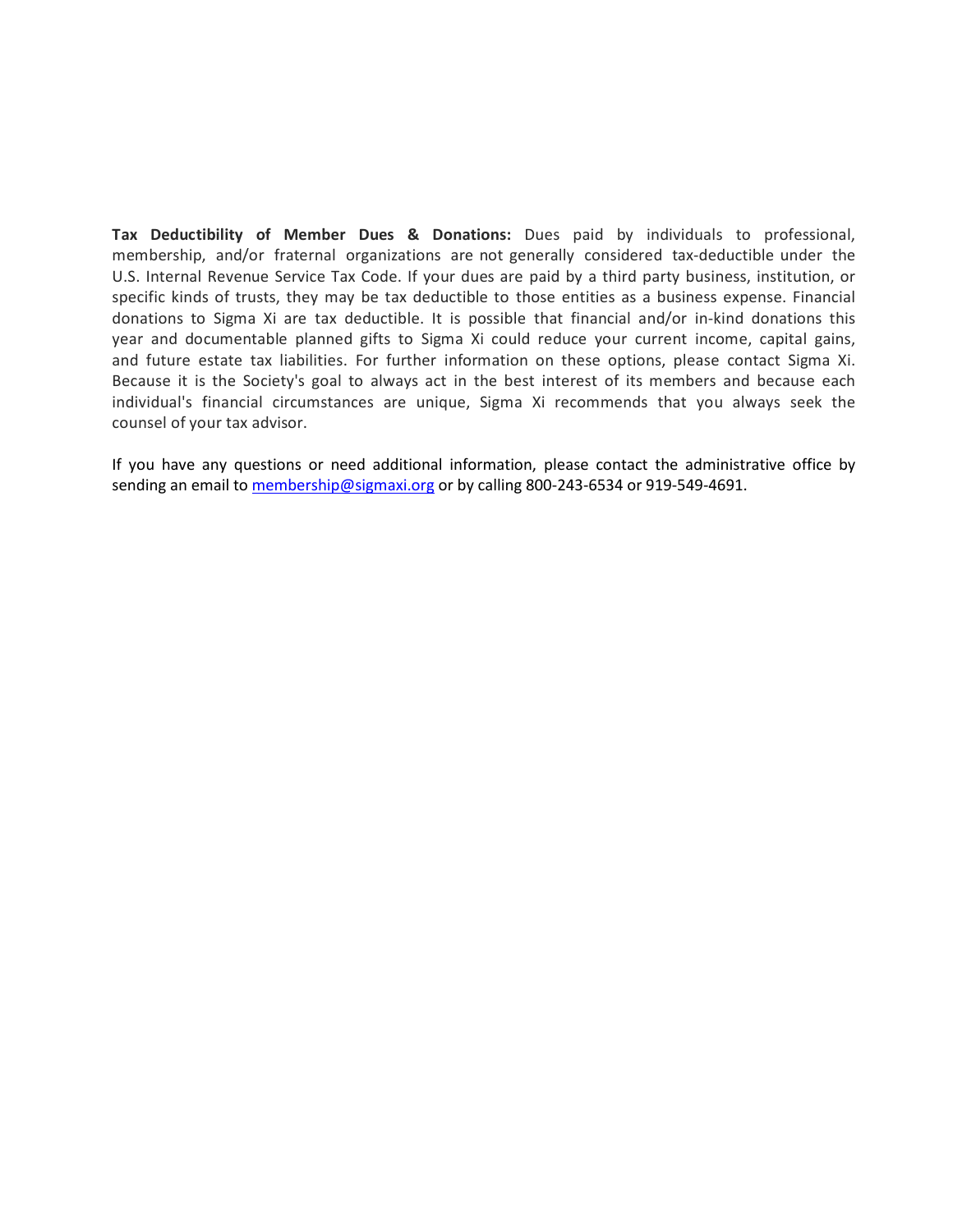**Tax Deductibility of Member Dues & Donations:** Dues paid by individuals to professional, membership, and/or fraternal organizations are not generally considered tax-deductible under the U.S. Internal Revenue Service Tax Code. If your dues are paid by a third party business, institution, or specific kinds of trusts, they may be tax deductible to those entities as a business expense. Financial donations to Sigma Xi are tax deductible. It is possible that financial and/or in-kind donations this year and documentable planned gifts to Sigma Xi could reduce your current income, capital gains, and future estate tax liabilities. For further information on these options, please contact Sigma Xi. Because it is the Society's goal to always act in the best interest of its members and because each individual's financial circumstances are unique, Sigma Xi recommends that you always seek the counsel of your tax advisor.

If you have any questions or need additional information, please contact the administrative office by sending an email to membership@sigmaxi.org or by calling 800-243-6534 or 919-549-4691.